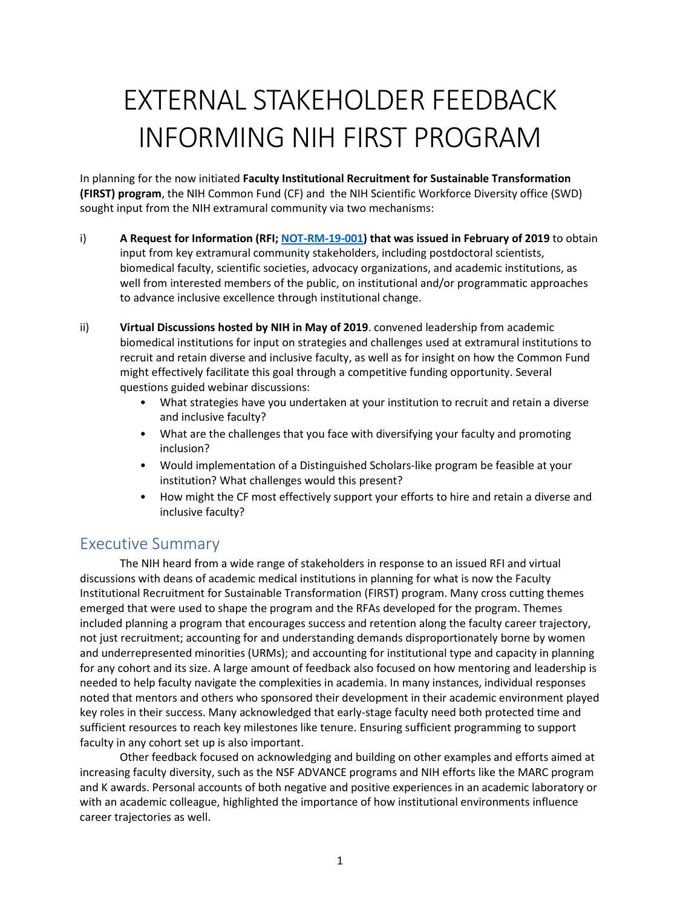# EXTERNAL STAKEHOLDER FEEDBACK INFORMING NIH FIRST PROGRAM

In planning for the now initiated **Faculty Institutional Recruitment for Sustainable Transformation (FIRST) program**, the NIH Common Fund (CF) and the NIH Scientific Workforce Diversity office (SWD) sought input from the NIH extramural community via two mechanisms:

i) **A Request for Information (RFI; NOT-RM-19-001) that was issued in February of 2019** to obtain input from key extramural community stakeholders, including postdoctoral scientists, biomedical faculty, scientific societies, advocacy organizations, and academic institutions, as well from interested members of the public, on institutional and/or programmatic approaches to advance inclusive excellence through institutional change.

ii) **Virtual Discussions hosted by NIH in May of 2019**. convened leadership from academic biomedical institutions for input on strategies and challenges used at extramural institutions to recruit and retain diverse and inclusive faculty, as well as for insight on how the Common Fund might effectively facilitate this goal through a competitive funding opportunity. Several questions guided webinar discussions:
   - What strategies have you undertaken at your institution to recruit and retain a diverse and inclusive faculty?
   - What are the challenges that you face with diversifying your faculty and promoting inclusion?
   - Would implementation of a Distinguished Scholars-like program be feasible at your institution? What challenges would this present?
   - How might the CF most effectively support your efforts to hire and retain a diverse and inclusive faculty?

## Executive Summary

The NIH heard from a wide range of stakeholders in response to an issued RFI and virtual discussions with deans of academic medical institutions in planning for what is now the Faculty Institutional Recruitment for Sustainable Transformation (FIRST) program. Many cross cutting themes emerged that were used to shape the program and the RFAs developed for the program. Themes included planning a program that encourages success and retention along the faculty career trajectory, not just recruitment; accounting for and understanding demands disproportionately borne by women and underrepresented minorities (URMs); and accounting for institutional type and capacity in planning for any cohort and its size. A large amount of feedback also focused on how mentoring and leadership is needed to help faculty navigate the complexities in academia. In many instances, individual responses noted that mentors and others who sponsored their development in their academic environment played key roles in their success. Many acknowledged that early-stage faculty need both protected time and sufficient resources to reach key milestones like tenure. Ensuring sufficient programming to support faculty in any cohort set up is also important.

Other feedback focused on acknowledging and building on other examples and efforts aimed at increasing faculty diversity, such as the NSF ADVANCE programs and NIH efforts like the MARC program and K awards. Personal accounts of both negative and positive experiences in an academic laboratory or with an academic colleague, highlighted the importance of how institutional environments influence career trajectories as well.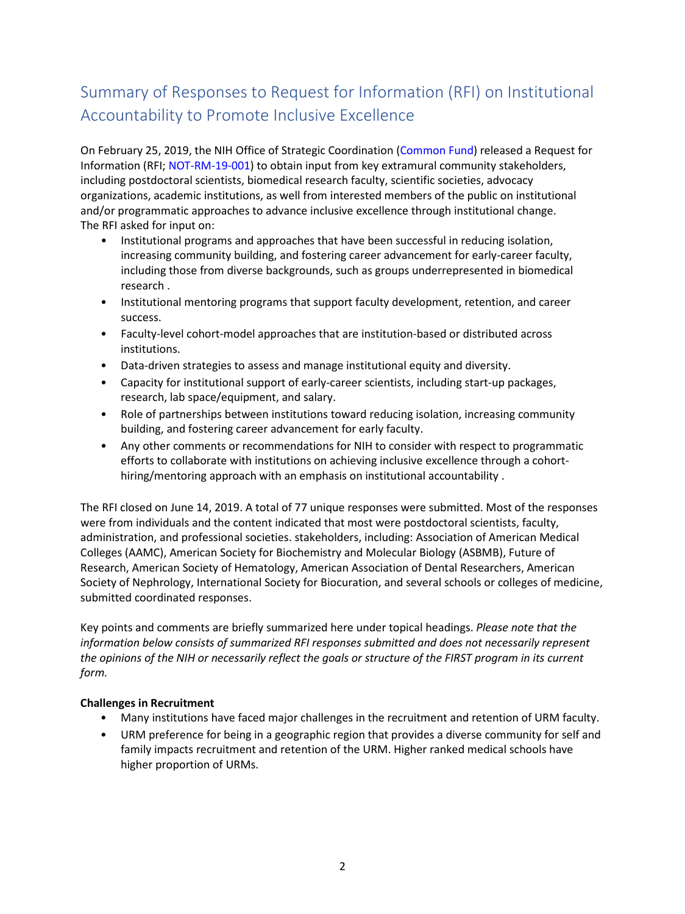## Summary of Responses to Request for Information (RFI) on Institutional Accountability to Promote Inclusive Excellence

On February 25, 2019, the NIH Office of Strategic Coordination (Common Fund) released a Request for Information (RFI; NOT-RM-19-001) to obtain input from key extramural community stakeholders, including postdoctoral scientists, biomedical research faculty, scientific societies, advocacy organizations, academic institutions, as well from interested members of the public on institutional and/or programmatic approaches to advance inclusive excellence through institutional change. The RFI asked for input on:

- Institutional programs and approaches that have been successful in reducing isolation, increasing community building, and fostering career advancement for early-career faculty, including those from diverse backgrounds, such as groups underrepresented in biomedical research .
- Institutional mentoring programs that support faculty development, retention, and career success.
- Faculty-level cohort-model approaches that are institution-based or distributed across institutions.
- Data-driven strategies to assess and manage institutional equity and diversity.
- Capacity for institutional support of early-career scientists, including start-up packages, research, lab space/equipment, and salary.
- Role of partnerships between institutions toward reducing isolation, increasing community building, and fostering career advancement for early faculty.
- Any other comments or recommendations for NIH to consider with respect to programmatic efforts to collaborate with institutions on achieving inclusive excellence through a cohort-hiring/mentoring approach with an emphasis on institutional accountability .

The RFI closed on June 14, 2019. A total of 77 unique responses were submitted. Most of the responses were from individuals and the content indicated that most were postdoctoral scientists, faculty, administration, and professional societies. stakeholders, including: Association of American Medical Colleges (AAMC), American Society for Biochemistry and Molecular Biology (ASBMB), Future of Research, American Society of Hematology, American Association of Dental Researchers, American Society of Nephrology, International Society for Biocuration, and several schools or colleges of medicine, submitted coordinated responses.

Key points and comments are briefly summarized here under topical headings. *Please note that the information below consists of summarized RFI responses submitted and does not necessarily represent the opinions of the NIH or necessarily reflect the goals or structure of the FIRST program in its current form.*

**Challenges in Recruitment**

- Many institutions have faced major challenges in the recruitment and retention of URM faculty.
- URM preference for being in a geographic region that provides a diverse community for self and family impacts recruitment and retention of the URM. Higher ranked medical schools have higher proportion of URMs.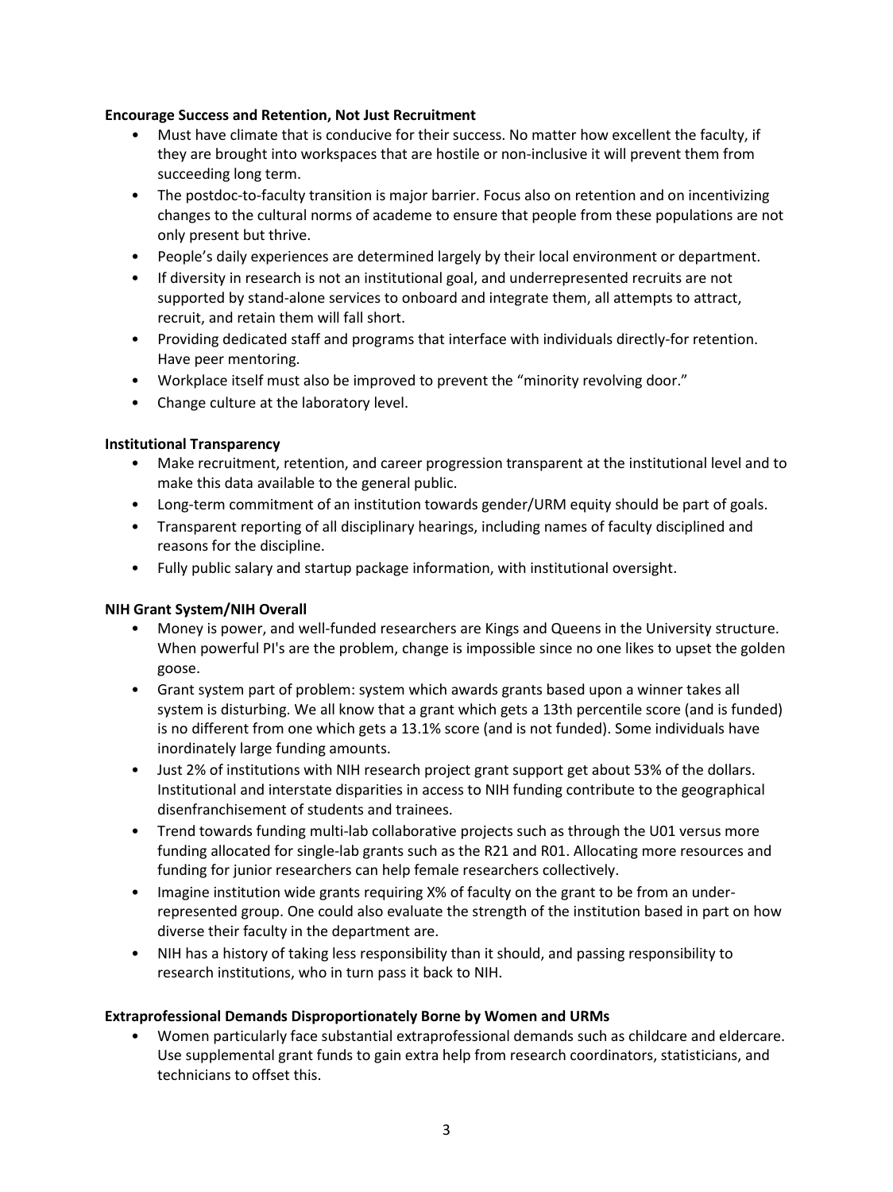**Encourage Success and Retention, Not Just Recruitment**

- Must have climate that is conducive for their success. No matter how excellent the faculty, if they are brought into workspaces that are hostile or non-inclusive it will prevent them from succeeding long term.
- The postdoc-to-faculty transition is major barrier. Focus also on retention and on incentivizing changes to the cultural norms of academe to ensure that people from these populations are not only present but thrive.
- People's daily experiences are determined largely by their local environment or department.
- If diversity in research is not an institutional goal, and underrepresented recruits are not supported by stand-alone services to onboard and integrate them, all attempts to attract, recruit, and retain them will fall short.
- Providing dedicated staff and programs that interface with individuals directly-for retention. Have peer mentoring.
- Workplace itself must also be improved to prevent the "minority revolving door."
- Change culture at the laboratory level.

**Institutional Transparency**

- Make recruitment, retention, and career progression transparent at the institutional level and to make this data available to the general public.
- Long-term commitment of an institution towards gender/URM equity should be part of goals.
- Transparent reporting of all disciplinary hearings, including names of faculty disciplined and reasons for the discipline.
- Fully public salary and startup package information, with institutional oversight.

**NIH Grant System/NIH Overall**

- Money is power, and well-funded researchers are Kings and Queens in the University structure. When powerful PI's are the problem, change is impossible since no one likes to upset the golden goose.
- Grant system part of problem: system which awards grants based upon a winner takes all system is disturbing. We all know that a grant which gets a 13th percentile score (and is funded) is no different from one which gets a 13.1% score (and is not funded). Some individuals have inordinately large funding amounts.
- Just 2% of institutions with NIH research project grant support get about 53% of the dollars. Institutional and interstate disparities in access to NIH funding contribute to the geographical disenfranchisement of students and trainees.
- Trend towards funding multi-lab collaborative projects such as through the U01 versus more funding allocated for single-lab grants such as the R21 and R01. Allocating more resources and funding for junior researchers can help female researchers collectively.
- Imagine institution wide grants requiring X% of faculty on the grant to be from an under-represented group. One could also evaluate the strength of the institution based in part on how diverse their faculty in the department are.
- NIH has a history of taking less responsibility than it should, and passing responsibility to research institutions, who in turn pass it back to NIH.

**Extraprofessional Demands Disproportionately Borne by Women and URMs**

- Women particularly face substantial extraprofessional demands such as childcare and eldercare. Use supplemental grant funds to gain extra help from research coordinators, statisticians, and technicians to offset this.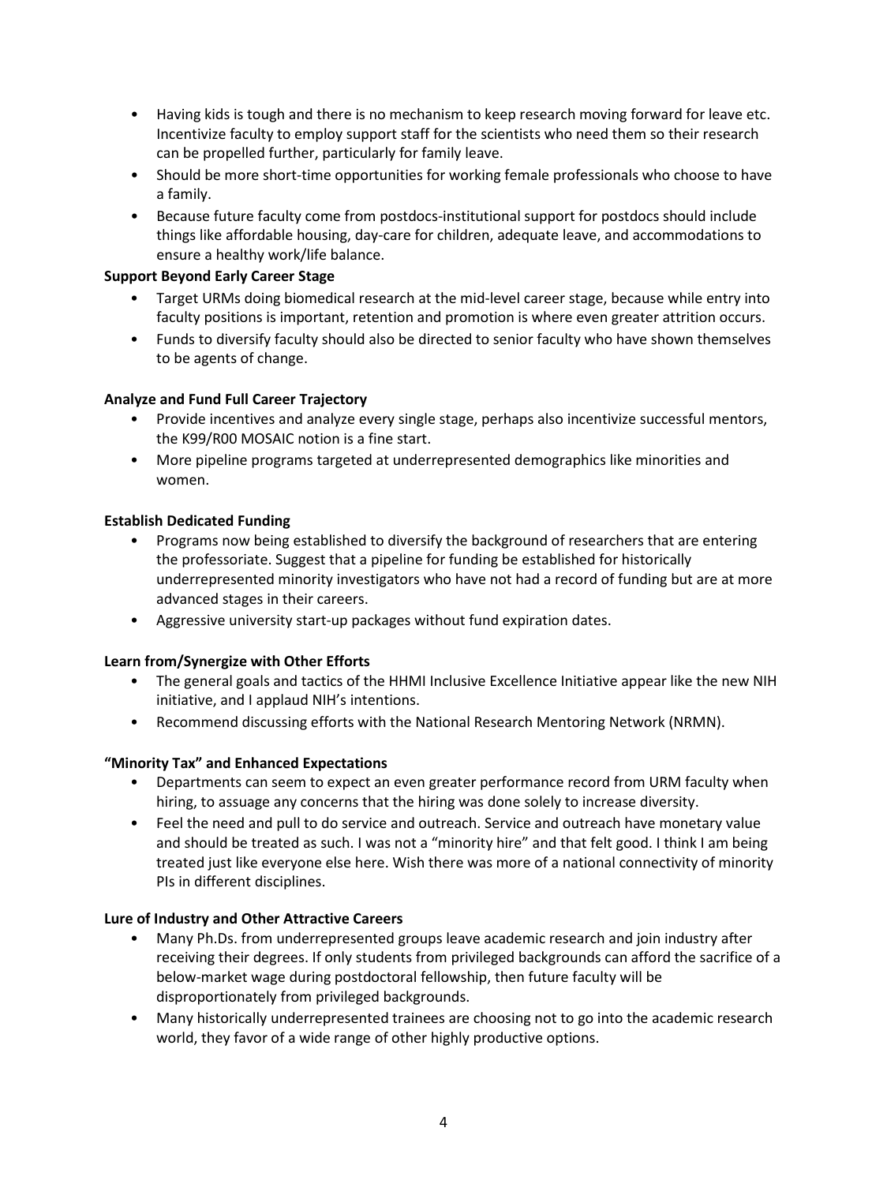- Having kids is tough and there is no mechanism to keep research moving forward for leave etc. Incentivize faculty to employ support staff for the scientists who need them so their research can be propelled further, particularly for family leave.
- Should be more short-time opportunities for working female professionals who choose to have a family.
- Because future faculty come from postdocs-institutional support for postdocs should include things like affordable housing, day-care for children, adequate leave, and accommodations to ensure a healthy work/life balance.

**Support Beyond Early Career Stage**

- Target URMs doing biomedical research at the mid-level career stage, because while entry into faculty positions is important, retention and promotion is where even greater attrition occurs.
- Funds to diversify faculty should also be directed to senior faculty who have shown themselves to be agents of change.

**Analyze and Fund Full Career Trajectory**

- Provide incentives and analyze every single stage, perhaps also incentivize successful mentors, the K99/R00 MOSAIC notion is a fine start.
- More pipeline programs targeted at underrepresented demographics like minorities and women.

**Establish Dedicated Funding**

- Programs now being established to diversify the background of researchers that are entering the professoriate. Suggest that a pipeline for funding be established for historically underrepresented minority investigators who have not had a record of funding but are at more advanced stages in their careers.
- Aggressive university start-up packages without fund expiration dates.

**Learn from/Synergize with Other Efforts**

- The general goals and tactics of the HHMI Inclusive Excellence Initiative appear like the new NIH initiative, and I applaud NIH's intentions.
- Recommend discussing efforts with the National Research Mentoring Network (NRMN).

**"Minority Tax" and Enhanced Expectations**

- Departments can seem to expect an even greater performance record from URM faculty when hiring, to assuage any concerns that the hiring was done solely to increase diversity.
- Feel the need and pull to do service and outreach. Service and outreach have monetary value and should be treated as such. I was not a "minority hire" and that felt good. I think I am being treated just like everyone else here. Wish there was more of a national connectivity of minority PIs in different disciplines.

**Lure of Industry and Other Attractive Careers**

- Many Ph.Ds. from underrepresented groups leave academic research and join industry after receiving their degrees. If only students from privileged backgrounds can afford the sacrifice of a below-market wage during postdoctoral fellowship, then future faculty will be disproportionately from privileged backgrounds.
- Many historically underrepresented trainees are choosing not to go into the academic research world, they favor of a wide range of other highly productive options.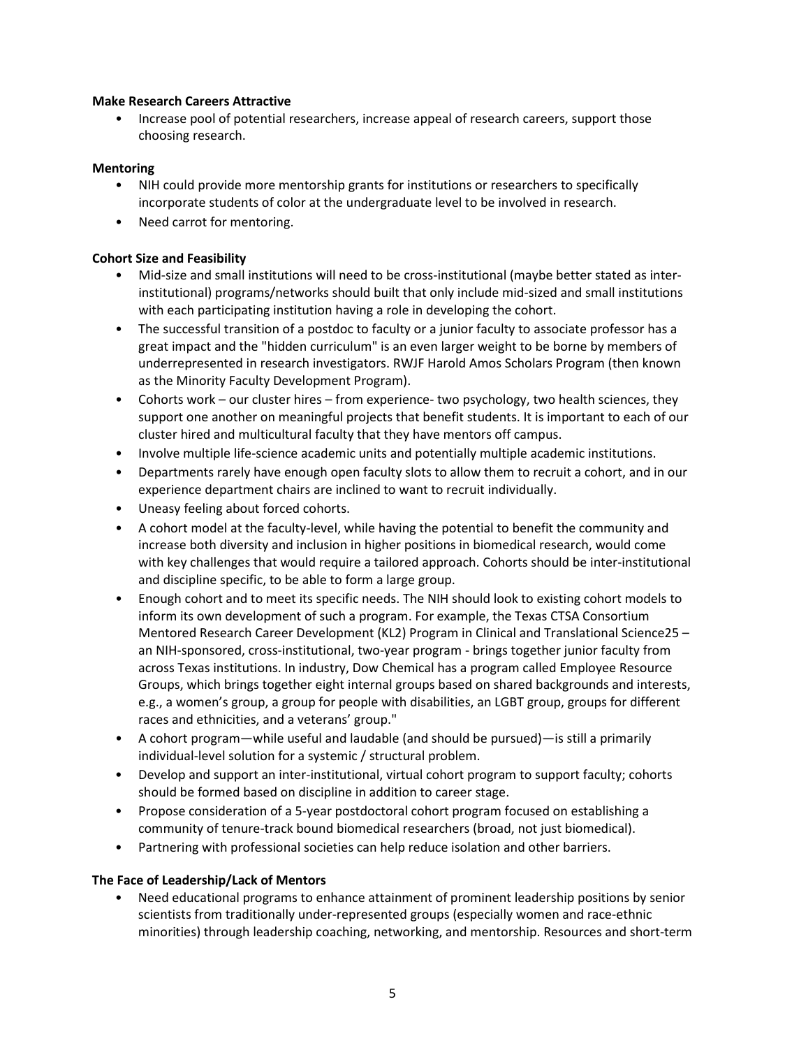**Make Research Careers Attractive**

- Increase pool of potential researchers, increase appeal of research careers, support those choosing research.

**Mentoring**

- NIH could provide more mentorship grants for institutions or researchers to specifically incorporate students of color at the undergraduate level to be involved in research.
- Need carrot for mentoring.

**Cohort Size and Feasibility**

- Mid-size and small institutions will need to be cross-institutional (maybe better stated as inter-institutional) programs/networks should built that only include mid-sized and small institutions with each participating institution having a role in developing the cohort.
- The successful transition of a postdoc to faculty or a junior faculty to associate professor has a great impact and the "hidden curriculum" is an even larger weight to be borne by members of underrepresented in research investigators. RWJF Harold Amos Scholars Program (then known as the Minority Faculty Development Program).
- Cohorts work – our cluster hires – from experience- two psychology, two health sciences, they support one another on meaningful projects that benefit students. It is important to each of our cluster hired and multicultural faculty that they have mentors off campus.
- Involve multiple life-science academic units and potentially multiple academic institutions.
- Departments rarely have enough open faculty slots to allow them to recruit a cohort, and in our experience department chairs are inclined to want to recruit individually.
- Uneasy feeling about forced cohorts.
- A cohort model at the faculty-level, while having the potential to benefit the community and increase both diversity and inclusion in higher positions in biomedical research, would come with key challenges that would require a tailored approach. Cohorts should be inter-institutional and discipline specific, to be able to form a large group.
- Enough cohort and to meet its specific needs. The NIH should look to existing cohort models to inform its own development of such a program. For example, the Texas CTSA Consortium Mentored Research Career Development (KL2) Program in Clinical and Translational Science25 – an NIH-sponsored, cross-institutional, two-year program - brings together junior faculty from across Texas institutions. In industry, Dow Chemical has a program called Employee Resource Groups, which brings together eight internal groups based on shared backgrounds and interests, e.g., a women's group, a group for people with disabilities, an LGBT group, groups for different races and ethnicities, and a veterans' group."
- A cohort program—while useful and laudable (and should be pursued)—is still a primarily individual-level solution for a systemic / structural problem.
- Develop and support an inter-institutional, virtual cohort program to support faculty; cohorts should be formed based on discipline in addition to career stage.
- Propose consideration of a 5-year postdoctoral cohort program focused on establishing a community of tenure-track bound biomedical researchers (broad, not just biomedical).
- Partnering with professional societies can help reduce isolation and other barriers.

**The Face of Leadership/Lack of Mentors**

- Need educational programs to enhance attainment of prominent leadership positions by senior scientists from traditionally under-represented groups (especially women and race-ethnic minorities) through leadership coaching, networking, and mentorship. Resources and short-term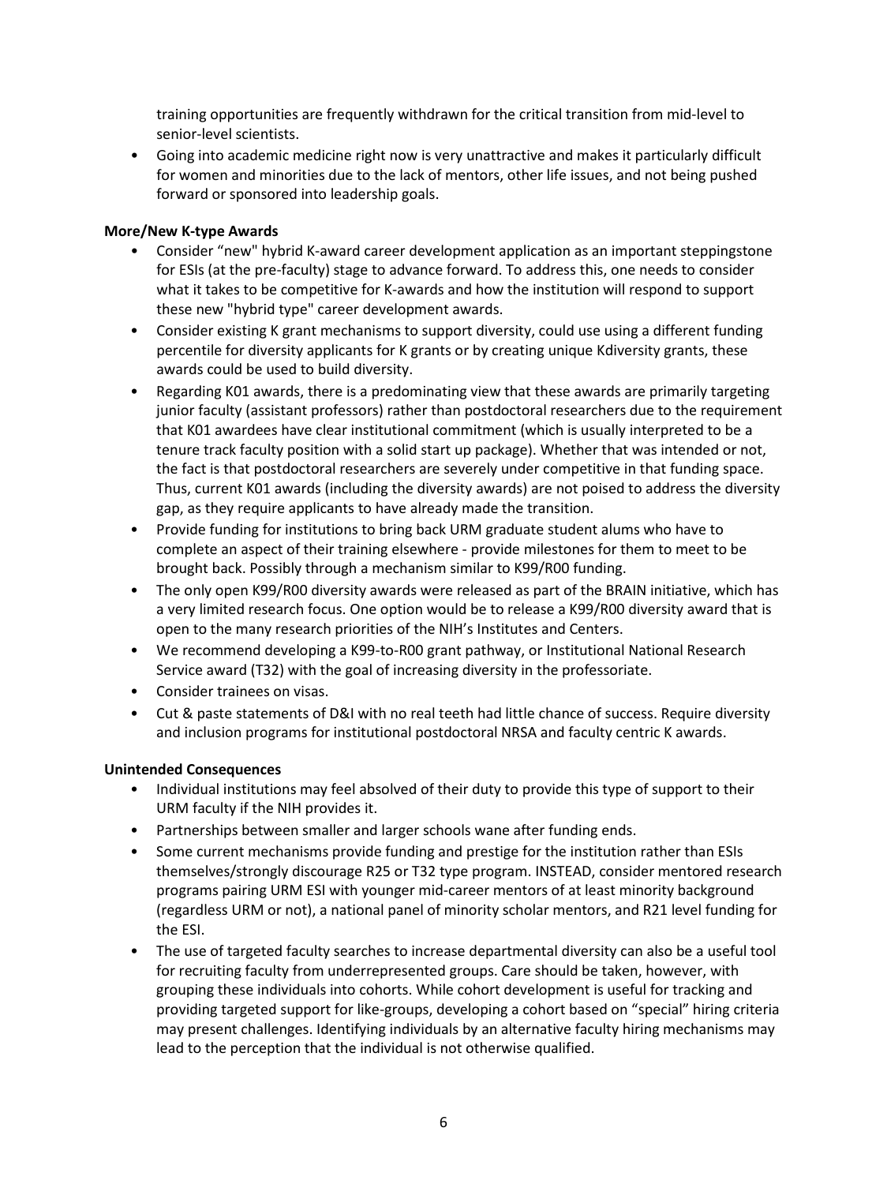training opportunities are frequently withdrawn for the critical transition from mid-level to senior-level scientists.

- Going into academic medicine right now is very unattractive and makes it particularly difficult for women and minorities due to the lack of mentors, other life issues, and not being pushed forward or sponsored into leadership goals.

**More/New K-type Awards**

- Consider "new" hybrid K-award career development application as an important steppingstone for ESIs (at the pre-faculty) stage to advance forward. To address this, one needs to consider what it takes to be competitive for K-awards and how the institution will respond to support these new "hybrid type" career development awards.
- Consider existing K grant mechanisms to support diversity, could use using a different funding percentile for diversity applicants for K grants or by creating unique Kdiversity grants, these awards could be used to build diversity.
- Regarding K01 awards, there is a predominating view that these awards are primarily targeting junior faculty (assistant professors) rather than postdoctoral researchers due to the requirement that K01 awardees have clear institutional commitment (which is usually interpreted to be a tenure track faculty position with a solid start up package). Whether that was intended or not, the fact is that postdoctoral researchers are severely under competitive in that funding space. Thus, current K01 awards (including the diversity awards) are not poised to address the diversity gap, as they require applicants to have already made the transition.
- Provide funding for institutions to bring back URM graduate student alums who have to complete an aspect of their training elsewhere - provide milestones for them to meet to be brought back. Possibly through a mechanism similar to K99/R00 funding.
- The only open K99/R00 diversity awards were released as part of the BRAIN initiative, which has a very limited research focus. One option would be to release a K99/R00 diversity award that is open to the many research priorities of the NIH's Institutes and Centers.
- We recommend developing a K99-to-R00 grant pathway, or Institutional National Research Service award (T32) with the goal of increasing diversity in the professoriate.
- Consider trainees on visas.
- Cut & paste statements of D&I with no real teeth had little chance of success. Require diversity and inclusion programs for institutional postdoctoral NRSA and faculty centric K awards.

**Unintended Consequences**

- Individual institutions may feel absolved of their duty to provide this type of support to their URM faculty if the NIH provides it.
- Partnerships between smaller and larger schools wane after funding ends.
- Some current mechanisms provide funding and prestige for the institution rather than ESIs themselves/strongly discourage R25 or T32 type program. INSTEAD, consider mentored research programs pairing URM ESI with younger mid-career mentors of at least minority background (regardless URM or not), a national panel of minority scholar mentors, and R21 level funding for the ESI.
- The use of targeted faculty searches to increase departmental diversity can also be a useful tool for recruiting faculty from underrepresented groups. Care should be taken, however, with grouping these individuals into cohorts. While cohort development is useful for tracking and providing targeted support for like-groups, developing a cohort based on "special" hiring criteria may present challenges. Identifying individuals by an alternative faculty hiring mechanisms may lead to the perception that the individual is not otherwise qualified.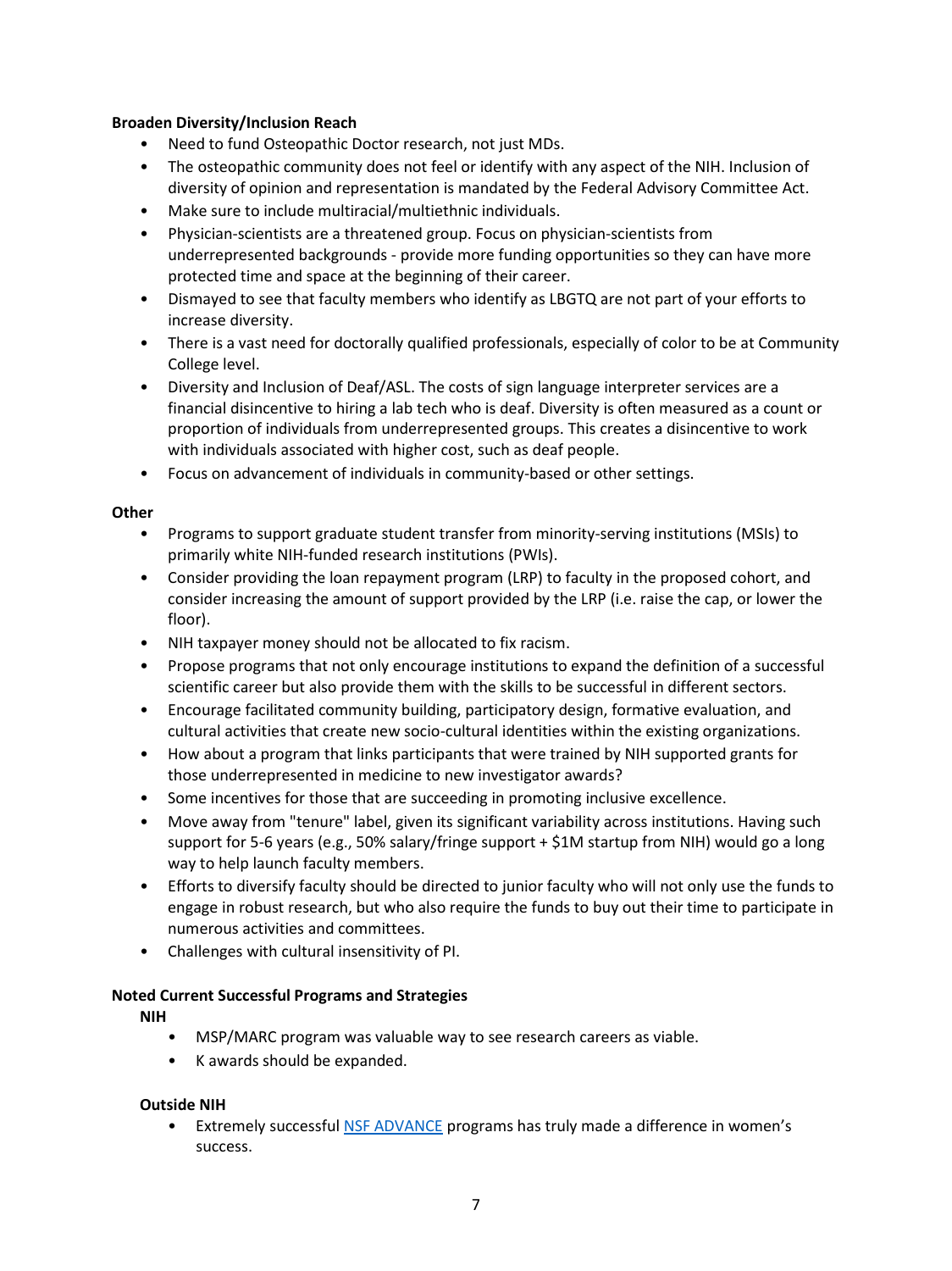**Broaden Diversity/Inclusion Reach**

- Need to fund Osteopathic Doctor research, not just MDs.
- The osteopathic community does not feel or identify with any aspect of the NIH. Inclusion of diversity of opinion and representation is mandated by the Federal Advisory Committee Act.
- Make sure to include multiracial/multiethnic individuals.
- Physician-scientists are a threatened group. Focus on physician-scientists from underrepresented backgrounds - provide more funding opportunities so they can have more protected time and space at the beginning of their career.
- Dismayed to see that faculty members who identify as LBGTQ are not part of your efforts to increase diversity.
- There is a vast need for doctorally qualified professionals, especially of color to be at Community College level.
- Diversity and Inclusion of Deaf/ASL. The costs of sign language interpreter services are a financial disincentive to hiring a lab tech who is deaf. Diversity is often measured as a count or proportion of individuals from underrepresented groups. This creates a disincentive to work with individuals associated with higher cost, such as deaf people.
- Focus on advancement of individuals in community-based or other settings.

**Other**

- Programs to support graduate student transfer from minority-serving institutions (MSIs) to primarily white NIH-funded research institutions (PWIs).
- Consider providing the loan repayment program (LRP) to faculty in the proposed cohort, and consider increasing the amount of support provided by the LRP (i.e. raise the cap, or lower the floor).
- NIH taxpayer money should not be allocated to fix racism.
- Propose programs that not only encourage institutions to expand the definition of a successful scientific career but also provide them with the skills to be successful in different sectors.
- Encourage facilitated community building, participatory design, formative evaluation, and cultural activities that create new socio-cultural identities within the existing organizations.
- How about a program that links participants that were trained by NIH supported grants for those underrepresented in medicine to new investigator awards?
- Some incentives for those that are succeeding in promoting inclusive excellence.
- Move away from "tenure" label, given its significant variability across institutions. Having such support for 5-6 years (e.g., 50% salary/fringe support + $1M startup from NIH) would go a long way to help launch faculty members.
- Efforts to diversify faculty should be directed to junior faculty who will not only use the funds to engage in robust research, but who also require the funds to buy out their time to participate in numerous activities and committees.
- Challenges with cultural insensitivity of PI.

**Noted Current Successful Programs and Strategies**

**NIH**

- MSP/MARC program was valuable way to see research careers as viable.
- K awards should be expanded.

**Outside NIH**

- Extremely successful NSF ADVANCE programs has truly made a difference in women's success.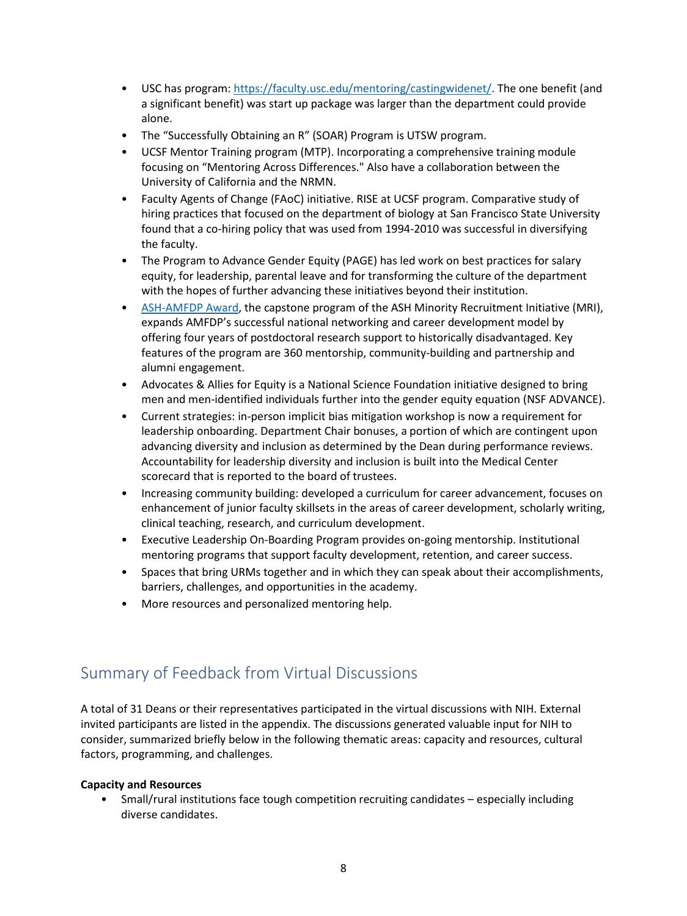- USC has program: [https://faculty.usc.edu/mentoring/castingwidenet/](https://faculty.usc.edu/mentoring/castingwidenet/). The one benefit (and a significant benefit) was start up package was larger than the department could provide alone.
- The "Successfully Obtaining an R" (SOAR) Program is UTSW program.
- UCSF Mentor Training program (MTP). Incorporating a comprehensive training module focusing on "Mentoring Across Differences." Also have a collaboration between the University of California and the NRMN.
- Faculty Agents of Change (FAoC) initiative. RISE at UCSF program. Comparative study of hiring practices that focused on the department of biology at San Francisco State University found that a co-hiring policy that was used from 1994-2010 was successful in diversifying the faculty.
- The Program to Advance Gender Equity (PAGE) has led work on best practices for salary equity, for leadership, parental leave and for transforming the culture of the department with the hopes of further advancing these initiatives beyond their institution.
- [ASH-AMFDP Award](), the capstone program of the ASH Minority Recruitment Initiative (MRI), expands AMFDP's successful national networking and career development model by offering four years of postdoctoral research support to historically disadvantaged. Key features of the program are 360 mentorship, community-building and partnership and alumni engagement.
- Advocates & Allies for Equity is a National Science Foundation initiative designed to bring men and men-identified individuals further into the gender equity equation (NSF ADVANCE).
- Current strategies: in-person implicit bias mitigation workshop is now a requirement for leadership onboarding. Department Chair bonuses, a portion of which are contingent upon advancing diversity and inclusion as determined by the Dean during performance reviews. Accountability for leadership diversity and inclusion is built into the Medical Center scorecard that is reported to the board of trustees.
- Increasing community building: developed a curriculum for career advancement, focuses on enhancement of junior faculty skillsets in the areas of career development, scholarly writing, clinical teaching, research, and curriculum development.
- Executive Leadership On-Boarding Program provides on-going mentorship. Institutional mentoring programs that support faculty development, retention, and career success.
- Spaces that bring URMs together and in which they can speak about their accomplishments, barriers, challenges, and opportunities in the academy.
- More resources and personalized mentoring help.

## Summary of Feedback from Virtual Discussions

A total of 31 Deans or their representatives participated in the virtual discussions with NIH. External invited participants are listed in the appendix. The discussions generated valuable input for NIH to consider, summarized briefly below in the following thematic areas: capacity and resources, cultural factors, programming, and challenges.

**Capacity and Resources**

- Small/rural institutions face tough competition recruiting candidates – especially including diverse candidates.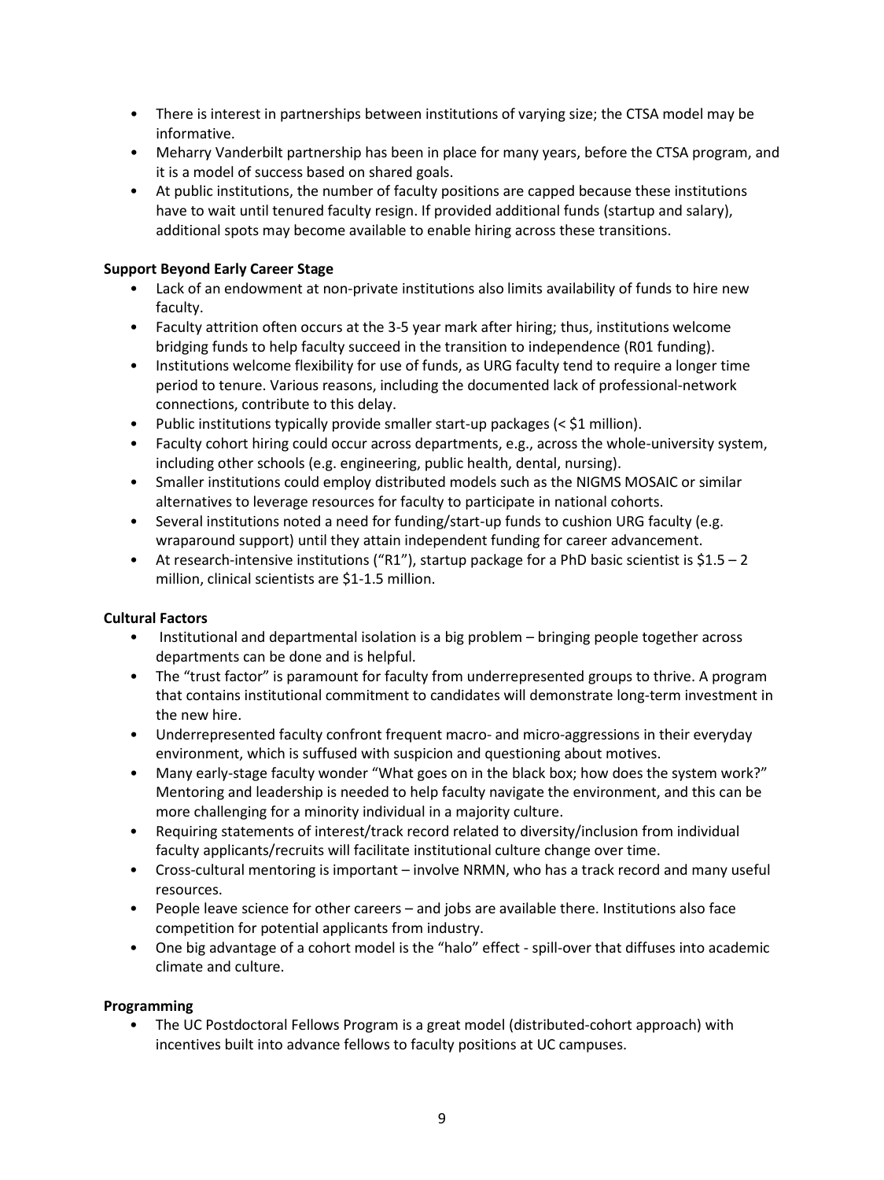- There is interest in partnerships between institutions of varying size; the CTSA model may be informative.
- Meharry Vanderbilt partnership has been in place for many years, before the CTSA program, and it is a model of success based on shared goals.
- At public institutions, the number of faculty positions are capped because these institutions have to wait until tenured faculty resign. If provided additional funds (startup and salary), additional spots may become available to enable hiring across these transitions.

**Support Beyond Early Career Stage**

- Lack of an endowment at non-private institutions also limits availability of funds to hire new faculty.
- Faculty attrition often occurs at the 3-5 year mark after hiring; thus, institutions welcome bridging funds to help faculty succeed in the transition to independence (R01 funding).
- Institutions welcome flexibility for use of funds, as URG faculty tend to require a longer time period to tenure. Various reasons, including the documented lack of professional-network connections, contribute to this delay.
- Public institutions typically provide smaller start-up packages (< $1 million).
- Faculty cohort hiring could occur across departments, e.g., across the whole-university system, including other schools (e.g. engineering, public health, dental, nursing).
- Smaller institutions could employ distributed models such as the NIGMS MOSAIC or similar alternatives to leverage resources for faculty to participate in national cohorts.
- Several institutions noted a need for funding/start-up funds to cushion URG faculty (e.g. wraparound support) until they attain independent funding for career advancement.
- At research-intensive institutions ("R1"), startup package for a PhD basic scientist is $1.5 – 2 million, clinical scientists are $1-1.5 million.

**Cultural Factors**

- Institutional and departmental isolation is a big problem – bringing people together across departments can be done and is helpful.
- The "trust factor" is paramount for faculty from underrepresented groups to thrive. A program that contains institutional commitment to candidates will demonstrate long-term investment in the new hire.
- Underrepresented faculty confront frequent macro- and micro-aggressions in their everyday environment, which is suffused with suspicion and questioning about motives.
- Many early-stage faculty wonder "What goes on in the black box; how does the system work?" Mentoring and leadership is needed to help faculty navigate the environment, and this can be more challenging for a minority individual in a majority culture.
- Requiring statements of interest/track record related to diversity/inclusion from individual faculty applicants/recruits will facilitate institutional culture change over time.
- Cross-cultural mentoring is important – involve NRMN, who has a track record and many useful resources.
- People leave science for other careers – and jobs are available there. Institutions also face competition for potential applicants from industry.
- One big advantage of a cohort model is the "halo" effect - spill-over that diffuses into academic climate and culture.

**Programming**

- The UC Postdoctoral Fellows Program is a great model (distributed-cohort approach) with incentives built into advance fellows to faculty positions at UC campuses.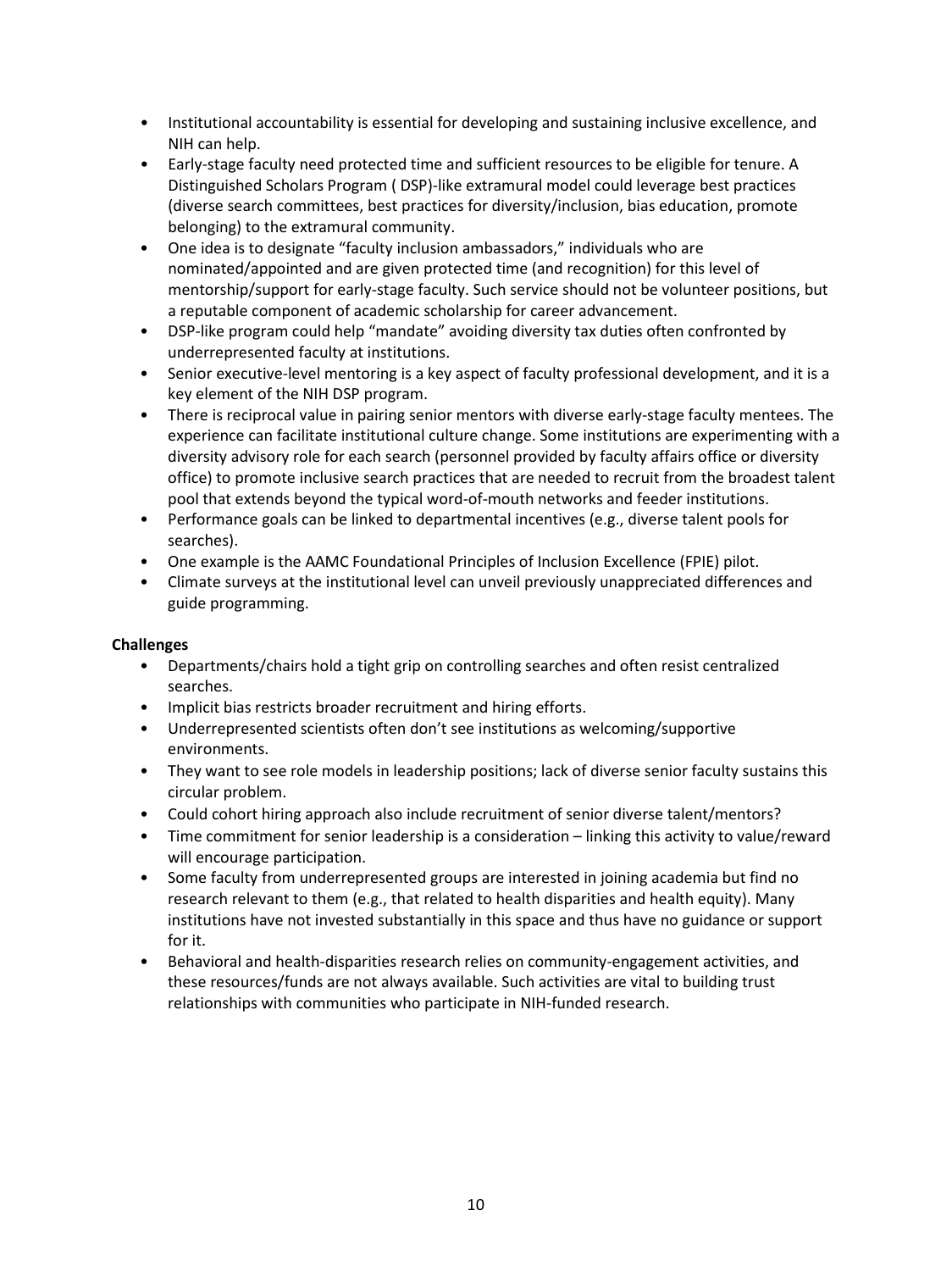- Institutional accountability is essential for developing and sustaining inclusive excellence, and NIH can help.
- Early-stage faculty need protected time and sufficient resources to be eligible for tenure. A Distinguished Scholars Program ( DSP)-like extramural model could leverage best practices (diverse search committees, best practices for diversity/inclusion, bias education, promote belonging) to the extramural community.
- One idea is to designate "faculty inclusion ambassadors," individuals who are nominated/appointed and are given protected time (and recognition) for this level of mentorship/support for early-stage faculty. Such service should not be volunteer positions, but a reputable component of academic scholarship for career advancement.
- DSP-like program could help "mandate" avoiding diversity tax duties often confronted by underrepresented faculty at institutions.
- Senior executive-level mentoring is a key aspect of faculty professional development, and it is a key element of the NIH DSP program.
- There is reciprocal value in pairing senior mentors with diverse early-stage faculty mentees. The experience can facilitate institutional culture change. Some institutions are experimenting with a diversity advisory role for each search (personnel provided by faculty affairs office or diversity office) to promote inclusive search practices that are needed to recruit from the broadest talent pool that extends beyond the typical word-of-mouth networks and feeder institutions.
- Performance goals can be linked to departmental incentives (e.g., diverse talent pools for searches).
- One example is the AAMC Foundational Principles of Inclusion Excellence (FPIE) pilot.
- Climate surveys at the institutional level can unveil previously unappreciated differences and guide programming.

**Challenges**

- Departments/chairs hold a tight grip on controlling searches and often resist centralized searches.
- Implicit bias restricts broader recruitment and hiring efforts.
- Underrepresented scientists often don't see institutions as welcoming/supportive environments.
- They want to see role models in leadership positions; lack of diverse senior faculty sustains this circular problem.
- Could cohort hiring approach also include recruitment of senior diverse talent/mentors?
- Time commitment for senior leadership is a consideration – linking this activity to value/reward will encourage participation.
- Some faculty from underrepresented groups are interested in joining academia but find no research relevant to them (e.g., that related to health disparities and health equity). Many institutions have not invested substantially in this space and thus have no guidance or support for it.
- Behavioral and health-disparities research relies on community-engagement activities, and these resources/funds are not always available. Such activities are vital to building trust relationships with communities who participate in NIH-funded research.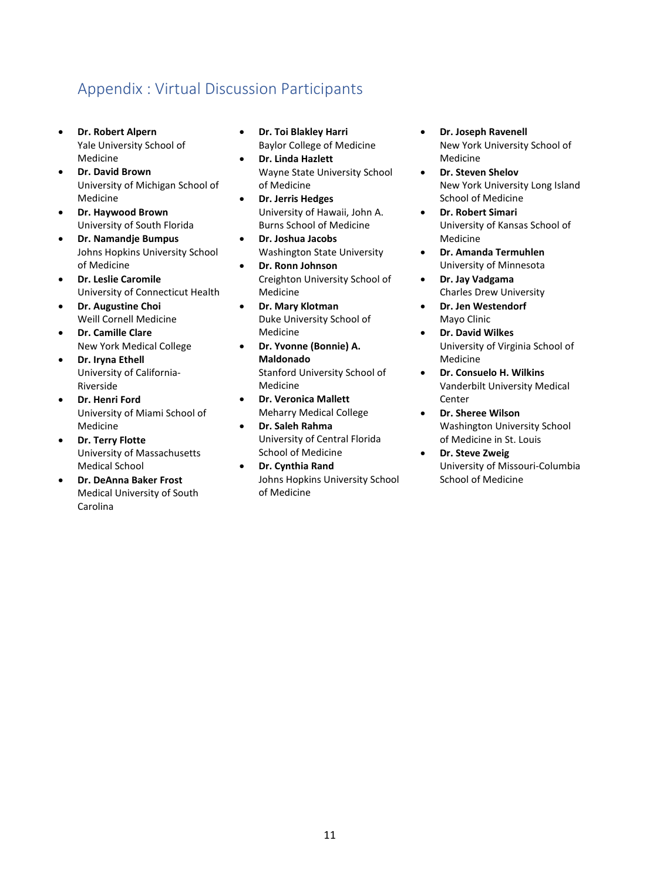## Appendix : Virtual Discussion Participants

- **Dr. Robert Alpern**
  Yale University School of Medicine
- **Dr. David Brown**
  University of Michigan School of Medicine
- **Dr. Haywood Brown**
  University of South Florida
- **Dr. Namandje Bumpus**
  Johns Hopkins University School of Medicine
- **Dr. Leslie Caromile**
  University of Connecticut Health
- **Dr. Augustine Choi**
  Weill Cornell Medicine
- **Dr. Camille Clare**
  New York Medical College
- **Dr. Iryna Ethell**
  University of California-Riverside
- **Dr. Henri Ford**
  University of Miami School of Medicine
- **Dr. Terry Flotte**
  University of Massachusetts Medical School
- **Dr. DeAnna Baker Frost**
  Medical University of South Carolina
- **Dr. Toi Blakley Harri**
  Baylor College of Medicine
- **Dr. Linda Hazlett**
  Wayne State University School of Medicine
- **Dr. Jerris Hedges**
  University of Hawaii, John A. Burns School of Medicine
- **Dr. Joshua Jacobs**
  Washington State University
- **Dr. Ronn Johnson**
  Creighton University School of Medicine
- **Dr. Mary Klotman**
  Duke University School of Medicine
- **Dr. Yvonne (Bonnie) A. Maldonado**
  Stanford University School of Medicine
- **Dr. Veronica Mallett**
  Meharry Medical College
- **Dr. Saleh Rahma**
  University of Central Florida School of Medicine
- **Dr. Cynthia Rand**
  Johns Hopkins University School of Medicine
- **Dr. Joseph Ravenell**
  New York University School of Medicine
- **Dr. Steven Shelov**
  New York University Long Island School of Medicine
- **Dr. Robert Simari**
  University of Kansas School of Medicine
- **Dr. Amanda Termuhlen**
  University of Minnesota
- **Dr. Jay Vadgama**
  Charles Drew University
- **Dr. Jen Westendorf**
  Mayo Clinic
- **Dr. David Wilkes**
  University of Virginia School of Medicine
- **Dr. Consuelo H. Wilkins**
  Vanderbilt University Medical Center
- **Dr. Sheree Wilson**
  Washington University School of Medicine in St. Louis
- **Dr. Steve Zweig**
  University of Missouri-Columbia School of Medicine